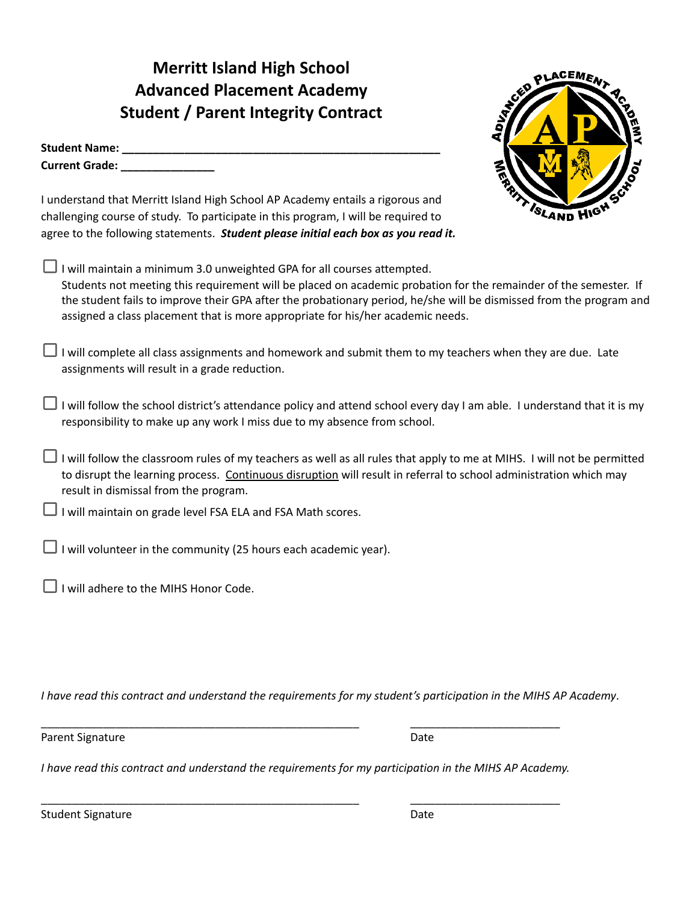# Merritt Island High School
# Advanced Placement Academy
# Student / Parent Integrity Contract

**Student Name:** ___________________________________________________

**Current Grade:** _______________

I understand that Merritt Island High School AP Academy entails a rigorous and challenging course of study. To participate in this program, I will be required to agree to the following statements. ***Student please initial each box as you read it.***

- ☐ I will maintain a minimum 3.0 unweighted GPA for all courses attempted.
  Students not meeting this requirement will be placed on academic probation for the remainder of the semester. If the student fails to improve their GPA after the probationary period, he/she will be dismissed from the program and assigned a class placement that is more appropriate for his/her academic needs.

- ☐ I will complete all class assignments and homework and submit them to my teachers when they are due. Late assignments will result in a grade reduction.

- ☐ I will follow the school district's attendance policy and attend school every day I am able. I understand that it is my responsibility to make up any work I miss due to my absence from school.

- ☐ I will follow the classroom rules of my teachers as well as all rules that apply to me at MIHS. I will not be permitted to disrupt the learning process. <u>Continuous disruption</u> will result in referral to school administration which may result in dismissal from the program.

- ☐ I will maintain on grade level FSA ELA and FSA Math scores.

- ☐ I will volunteer in the community (25 hours each academic year).

- ☐ I will adhere to the MIHS Honor Code.

*I have read this contract and understand the requirements for my student's participation in the MIHS AP Academy.*

_____________________________________________________ _________________________

Parent Signature Date

*I have read this contract and understand the requirements for my participation in the MIHS AP Academy.*

_____________________________________________________ _________________________

Student Signature Date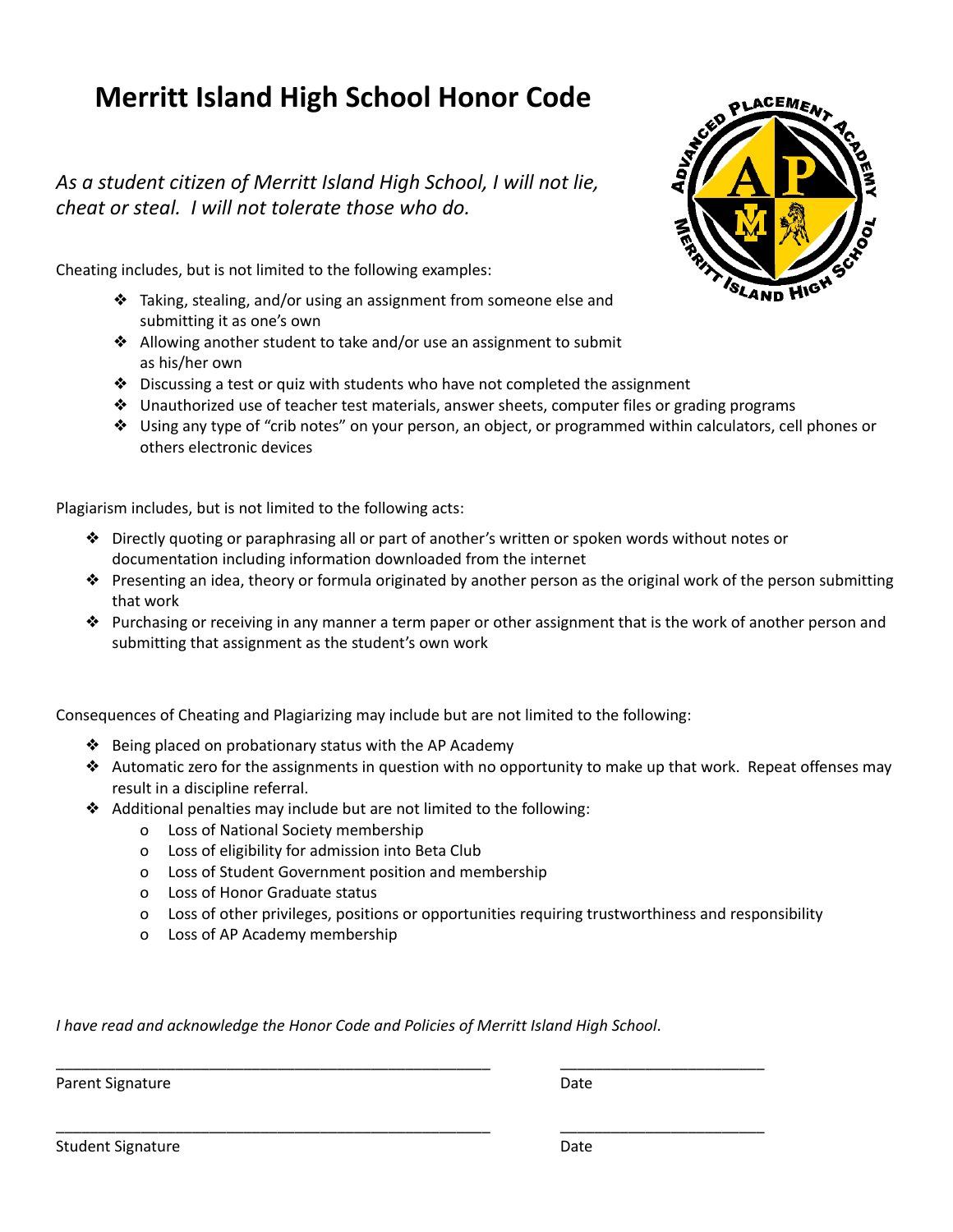# Merritt Island High School Honor Code

*As a student citizen of Merritt Island High School, I will not lie, cheat or steal. I will not tolerate those who do.*

Cheating includes, but is not limited to the following examples:

- ❖ Taking, stealing, and/or using an assignment from someone else and submitting it as one's own
- ❖ Allowing another student to take and/or use an assignment to submit as his/her own
- ❖ Discussing a test or quiz with students who have not completed the assignment
- ❖ Unauthorized use of teacher test materials, answer sheets, computer files or grading programs
- ❖ Using any type of "crib notes" on your person, an object, or programmed within calculators, cell phones or others electronic devices

Plagiarism includes, but is not limited to the following acts:

- ❖ Directly quoting or paraphrasing all or part of another's written or spoken words without notes or documentation including information downloaded from the internet
- ❖ Presenting an idea, theory or formula originated by another person as the original work of the person submitting that work
- ❖ Purchasing or receiving in any manner a term paper or other assignment that is the work of another person and submitting that assignment as the student's own work

Consequences of Cheating and Plagiarizing may include but are not limited to the following:

- ❖ Being placed on probationary status with the AP Academy
- ❖ Automatic zero for the assignments in question with no opportunity to make up that work. Repeat offenses may result in a discipline referral.
- ❖ Additional penalties may include but are not limited to the following:
  - o Loss of National Society membership
  - o Loss of eligibility for admission into Beta Club
  - o Loss of Student Government position and membership
  - o Loss of Honor Graduate status
  - o Loss of other privileges, positions or opportunities requiring trustworthiness and responsibility
  - o Loss of AP Academy membership

*I have read and acknowledge the Honor Code and Policies of Merritt Island High School*.

_____________________________________________________ _________________________

Parent Signature Date

_____________________________________________________ _________________________

Student Signature Date